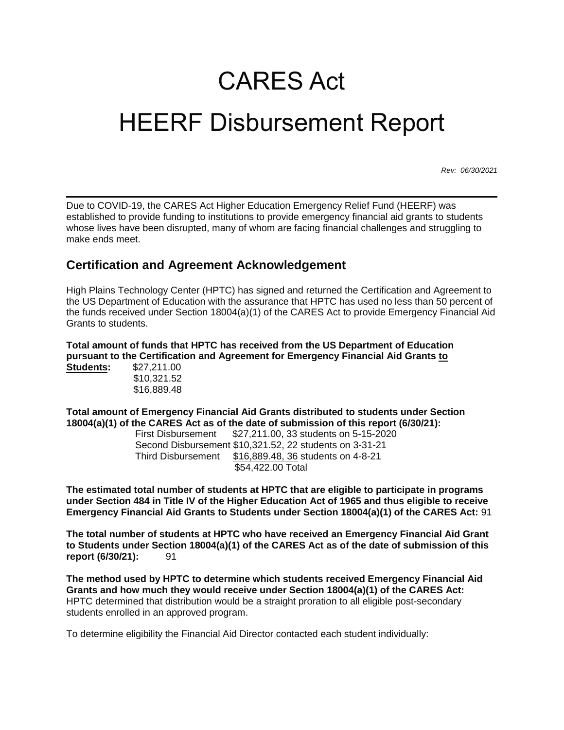# CARES Act

# HEERF Disbursement Report

*Rev: 06/30/2021*

---

Due to COVID-19, the CARES Act Higher Education Emergency Relief Fund (HEERF) was established to provide funding to institutions to provide emergency financial aid grants to students whose lives have been disrupted, many of whom are facing financial challenges and struggling to make ends meet.

## Certification and Agreement Acknowledgement

High Plains Technology Center (HPTC) has signed and returned the Certification and Agreement to the US Department of Education with the assurance that HPTC has used no less than 50 percent of the funds received under Section 18004(a)(1) of the CARES Act to provide Emergency Financial Aid Grants to students.

**Total amount of funds that HPTC has received from the US Department of Education pursuant to the Certification and Agreement for Emergency Financial Aid Grants <u>to</u> <u>Students</u>:** $27,211.00
$10,321.52
$16,889.48

**Total amount of Emergency Financial Aid Grants distributed to students under Section 18004(a)(1) of the CARES Act as of the date of submission of this report (6/30/21):**

First Disbursement $27,211.00, 33 students on 5-15-2020
Second Disbursement $10,321.52, 22 students on 3-31-21
Third Disbursement <u>$16,889.48, 36</u> students on 4-8-21
$54,422.00 Total

**The estimated total number of students at HPTC that are eligible to participate in programs under Section 484 in Title IV of the Higher Education Act of 1965 and thus eligible to receive Emergency Financial Aid Grants to Students under Section 18004(a)(1) of the CARES Act:** 91

**The total number of students at HPTC who have received an Emergency Financial Aid Grant to Students under Section 18004(a)(1) of the CARES Act as of the date of submission of this report (6/30/21):** 91

**The method used by HPTC to determine which students received Emergency Financial Aid Grants and how much they would receive under Section 18004(a)(1) of the CARES Act:** HPTC determined that distribution would be a straight proration to all eligible post-secondary students enrolled in an approved program.

To determine eligibility the Financial Aid Director contacted each student individually: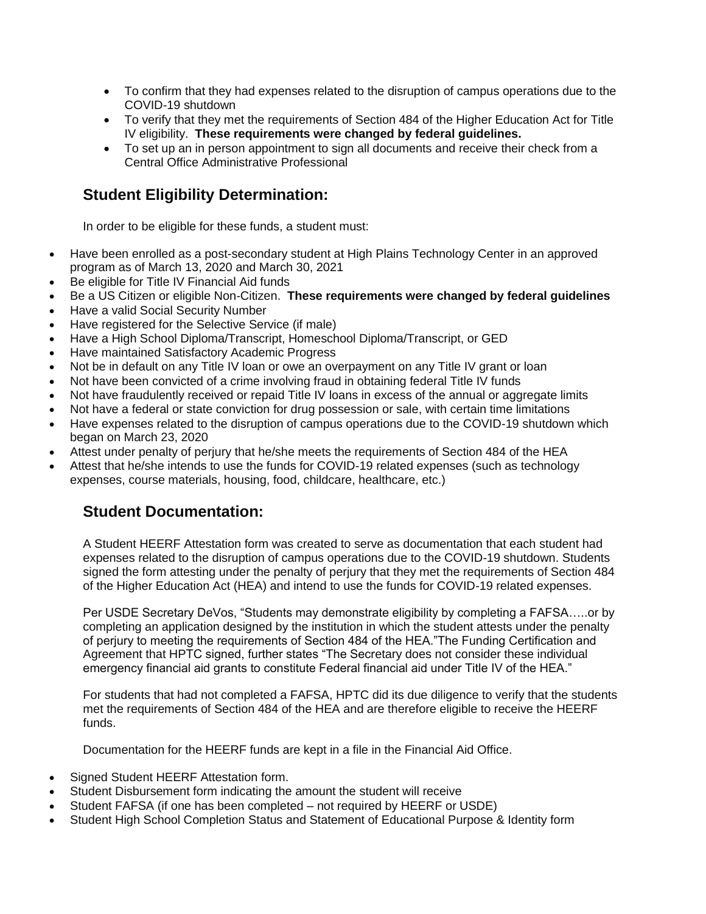- To confirm that they had expenses related to the disruption of campus operations due to the COVID-19 shutdown
- To verify that they met the requirements of Section 484 of the Higher Education Act for Title IV eligibility. **These requirements were changed by federal guidelines.**
- To set up an in person appointment to sign all documents and receive their check from a Central Office Administrative Professional

## Student Eligibility Determination:

In order to be eligible for these funds, a student must:

- Have been enrolled as a post-secondary student at High Plains Technology Center in an approved program as of March 13, 2020 and March 30, 2021
- Be eligible for Title IV Financial Aid funds
- Be a US Citizen or eligible Non-Citizen. **These requirements were changed by federal guidelines**
- Have a valid Social Security Number
- Have registered for the Selective Service (if male)
- Have a High School Diploma/Transcript, Homeschool Diploma/Transcript, or GED
- Have maintained Satisfactory Academic Progress
- Not be in default on any Title IV loan or owe an overpayment on any Title IV grant or loan
- Not have been convicted of a crime involving fraud in obtaining federal Title IV funds
- Not have fraudulently received or repaid Title IV loans in excess of the annual or aggregate limits
- Not have a federal or state conviction for drug possession or sale, with certain time limitations
- Have expenses related to the disruption of campus operations due to the COVID-19 shutdown which began on March 23, 2020
- Attest under penalty of perjury that he/she meets the requirements of Section 484 of the HEA
- Attest that he/she intends to use the funds for COVID-19 related expenses (such as technology expenses, course materials, housing, food, childcare, healthcare, etc.)

## Student Documentation:

A Student HEERF Attestation form was created to serve as documentation that each student had expenses related to the disruption of campus operations due to the COVID-19 shutdown. Students signed the form attesting under the penalty of perjury that they met the requirements of Section 484 of the Higher Education Act (HEA) and intend to use the funds for COVID-19 related expenses.

Per USDE Secretary DeVos, "Students may demonstrate eligibility by completing a FAFSA…..or by completing an application designed by the institution in which the student attests under the penalty of perjury to meeting the requirements of Section 484 of the HEA."The Funding Certification and Agreement that HPTC signed, further states "The Secretary does not consider these individual emergency financial aid grants to constitute Federal financial aid under Title IV of the HEA."

For students that had not completed a FAFSA, HPTC did its due diligence to verify that the students met the requirements of Section 484 of the HEA and are therefore eligible to receive the HEERF funds.

Documentation for the HEERF funds are kept in a file in the Financial Aid Office.

- Signed Student HEERF Attestation form.
- Student Disbursement form indicating the amount the student will receive
- Student FAFSA (if one has been completed – not required by HEERF or USDE)
- Student High School Completion Status and Statement of Educational Purpose & Identity form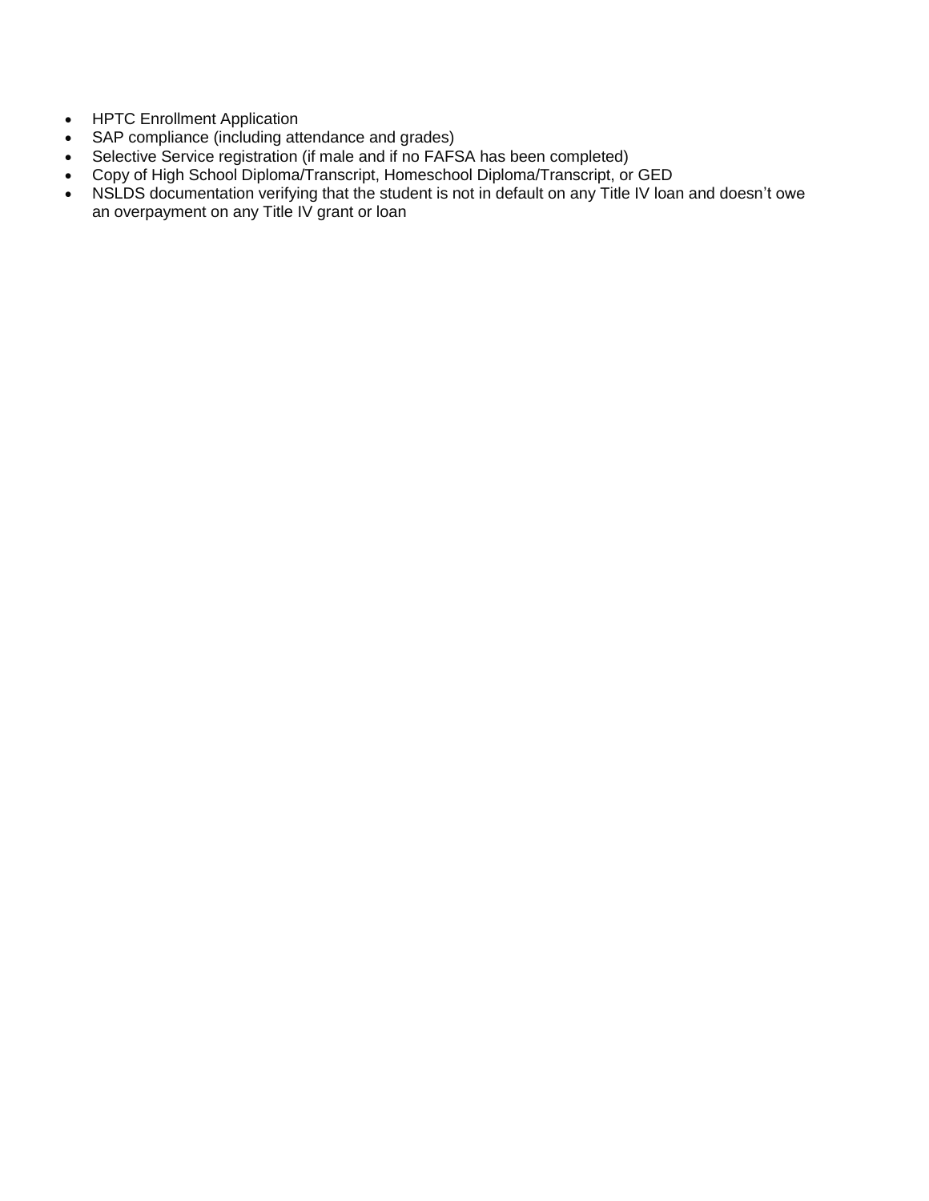- HPTC Enrollment Application
- SAP compliance (including attendance and grades)
- Selective Service registration (if male and if no FAFSA has been completed)
- Copy of High School Diploma/Transcript, Homeschool Diploma/Transcript, or GED
- NSLDS documentation verifying that the student is not in default on any Title IV loan and doesn't owe an overpayment on any Title IV grant or loan